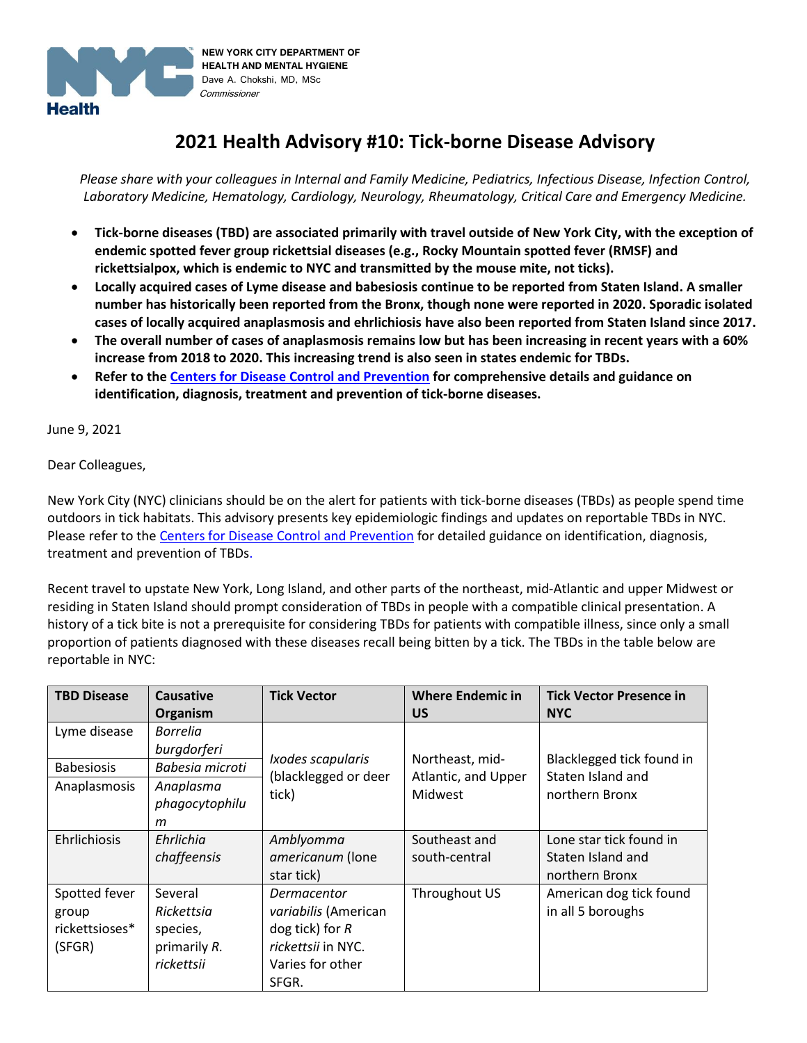NEW YORK CITY DEPARTMENT OF HEALTH AND MENTAL HYGIENE
Dave A. Chokshi, MD, MSc
*Commissioner*

# 2021 Health Advisory #10: Tick-borne Disease Advisory

*Please share with your colleagues in Internal and Family Medicine, Pediatrics, Infectious Disease, Infection Control, Laboratory Medicine, Hematology, Cardiology, Neurology, Rheumatology, Critical Care and Emergency Medicine.*

- **Tick-borne diseases (TBD) are associated primarily with travel outside of New York City, with the exception of endemic spotted fever group rickettsial diseases (e.g., Rocky Mountain spotted fever (RMSF) and rickettsialpox, which is endemic to NYC and transmitted by the mouse mite, not ticks).**
- **Locally acquired cases of Lyme disease and babesiosis continue to be reported from Staten Island. A smaller number has historically been reported from the Bronx, though none were reported in 2020. Sporadic isolated cases of locally acquired anaplasmosis and ehrlichiosis have also been reported from Staten Island since 2017.**
- **The overall number of cases of anaplasmosis remains low but has been increasing in recent years with a 60% increase from 2018 to 2020. This increasing trend is also seen in states endemic for TBDs.**
- **Refer to the [Centers for Disease Control and Prevention](#) for comprehensive details and guidance on identification, diagnosis, treatment and prevention of tick-borne diseases.**

June 9, 2021

Dear Colleagues,

New York City (NYC) clinicians should be on the alert for patients with tick-borne diseases (TBDs) as people spend time outdoors in tick habitats. This advisory presents key epidemiologic findings and updates on reportable TBDs in NYC. Please refer to the [Centers for Disease Control and Prevention](#) for detailed guidance on identification, diagnosis, treatment and prevention of TBDs.

Recent travel to upstate New York, Long Island, and other parts of the northeast, mid-Atlantic and upper Midwest or residing in Staten Island should prompt consideration of TBDs in people with a compatible clinical presentation. A history of a tick bite is not a prerequisite for considering TBDs for patients with compatible illness, since only a small proportion of patients diagnosed with these diseases recall being bitten by a tick. The TBDs in the table below are reportable in NYC:

| TBD Disease | Causative Organism | Tick Vector | Where Endemic in US | Tick Vector Presence in NYC |
|---|---|---|---|---|
| Lyme disease | *Borrelia burgdorferi* | *Ixodes scapularis* (blacklegged or deer tick) | Northeast, mid-Atlantic, and Upper Midwest | Blacklegged tick found in Staten Island and northern Bronx |
| Babesiosis | *Babesia microti* | | | |
| Anaplasmosis | *Anaplasma phagocytophilum* | | | |
| Ehrlichiosis | *Ehrlichia chaffeensis* | *Amblyomma americanum* (lone star tick) | Southeast and south-central | Lone star tick found in Staten Island and northern Bronx |
| Spotted fever group rickettsioses* (SFGR) | Several *Rickettsia* species, primarily *R. rickettsii* | *Dermacentor variabilis* (American dog tick) for *R rickettsii* in NYC. Varies for other SFGR. | Throughout US | American dog tick found in all 5 boroughs |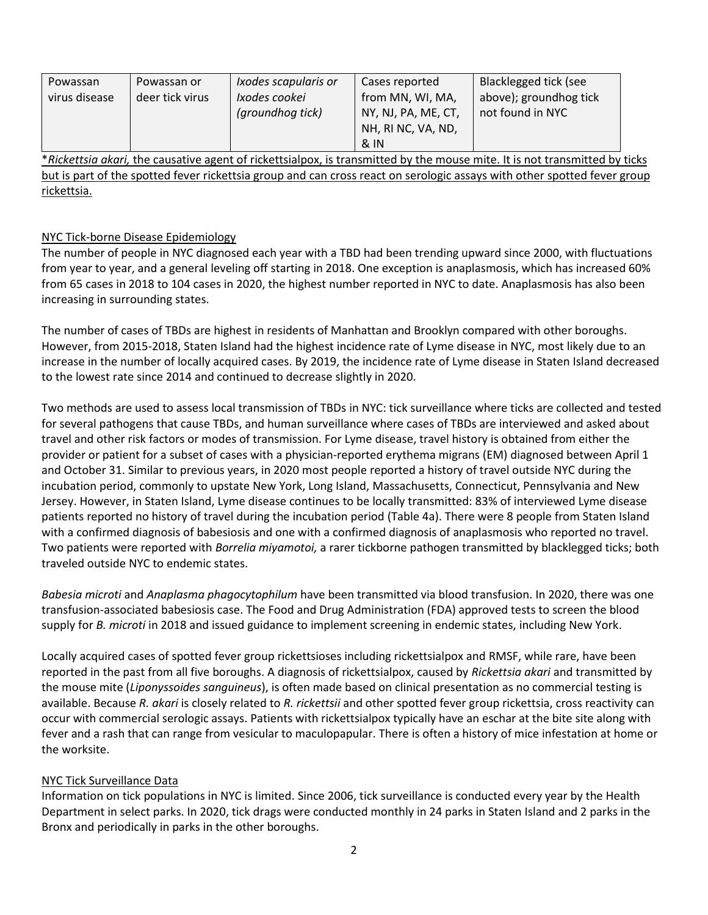| Powassan virus disease | Powassan or deer tick virus | *Ixodes scapularis or Ixodes cookei (groundhog tick)* | Cases reported from MN, WI, MA, NY, NJ, PA, ME, CT, NH, RI NC, VA, ND, & IN | Blacklegged tick (see above); groundhog tick not found in NYC |
|---|---|---|---|---|

<u>\**Rickettsia akari,* the causative agent of rickettsialpox, is transmitted by the mouse mite. It is not transmitted by ticks but is part of the spotted fever rickettsia group and can cross react on serologic assays with other spotted fever group rickettsia.</u>

<u>NYC Tick-borne Disease Epidemiology</u>

The number of people in NYC diagnosed each year with a TBD had been trending upward since 2000, with fluctuations from year to year, and a general leveling off starting in 2018. One exception is anaplasmosis, which has increased 60% from 65 cases in 2018 to 104 cases in 2020, the highest number reported in NYC to date. Anaplasmosis has also been increasing in surrounding states.

The number of cases of TBDs are highest in residents of Manhattan and Brooklyn compared with other boroughs. However, from 2015-2018, Staten Island had the highest incidence rate of Lyme disease in NYC, most likely due to an increase in the number of locally acquired cases. By 2019, the incidence rate of Lyme disease in Staten Island decreased to the lowest rate since 2014 and continued to decrease slightly in 2020.

Two methods are used to assess local transmission of TBDs in NYC: tick surveillance where ticks are collected and tested for several pathogens that cause TBDs, and human surveillance where cases of TBDs are interviewed and asked about travel and other risk factors or modes of transmission. For Lyme disease, travel history is obtained from either the provider or patient for a subset of cases with a physician-reported erythema migrans (EM) diagnosed between April 1 and October 31. Similar to previous years, in 2020 most people reported a history of travel outside NYC during the incubation period, commonly to upstate New York, Long Island, Massachusetts, Connecticut, Pennsylvania and New Jersey. However, in Staten Island, Lyme disease continues to be locally transmitted: 83% of interviewed Lyme disease patients reported no history of travel during the incubation period (Table 4a). There were 8 people from Staten Island with a confirmed diagnosis of babesiosis and one with a confirmed diagnosis of anaplasmosis who reported no travel. Two patients were reported with *Borrelia miyamotoi,* a rarer tickborne pathogen transmitted by blacklegged ticks; both traveled outside NYC to endemic states.

*Babesia microti* and *Anaplasma phagocytophilum* have been transmitted via blood transfusion. In 2020, there was one transfusion-associated babesiosis case. The Food and Drug Administration (FDA) approved tests to screen the blood supply for *B. microti* in 2018 and issued guidance to implement screening in endemic states, including New York.

Locally acquired cases of spotted fever group rickettsioses including rickettsialpox and RMSF, while rare, have been reported in the past from all five boroughs. A diagnosis of rickettsialpox, caused by *Rickettsia akari* and transmitted by the mouse mite (*Liponyssoides sanguineus*), is often made based on clinical presentation as no commercial testing is available. Because *R. akari* is closely related to *R. rickettsii* and other spotted fever group rickettsia, cross reactivity can occur with commercial serologic assays. Patients with rickettsialpox typically have an eschar at the bite site along with fever and a rash that can range from vesicular to maculopapular. There is often a history of mice infestation at home or the worksite.

<u>NYC Tick Surveillance Data</u>

Information on tick populations in NYC is limited. Since 2006, tick surveillance is conducted every year by the Health Department in select parks. In 2020, tick drags were conducted monthly in 24 parks in Staten Island and 2 parks in the Bronx and periodically in parks in the other boroughs.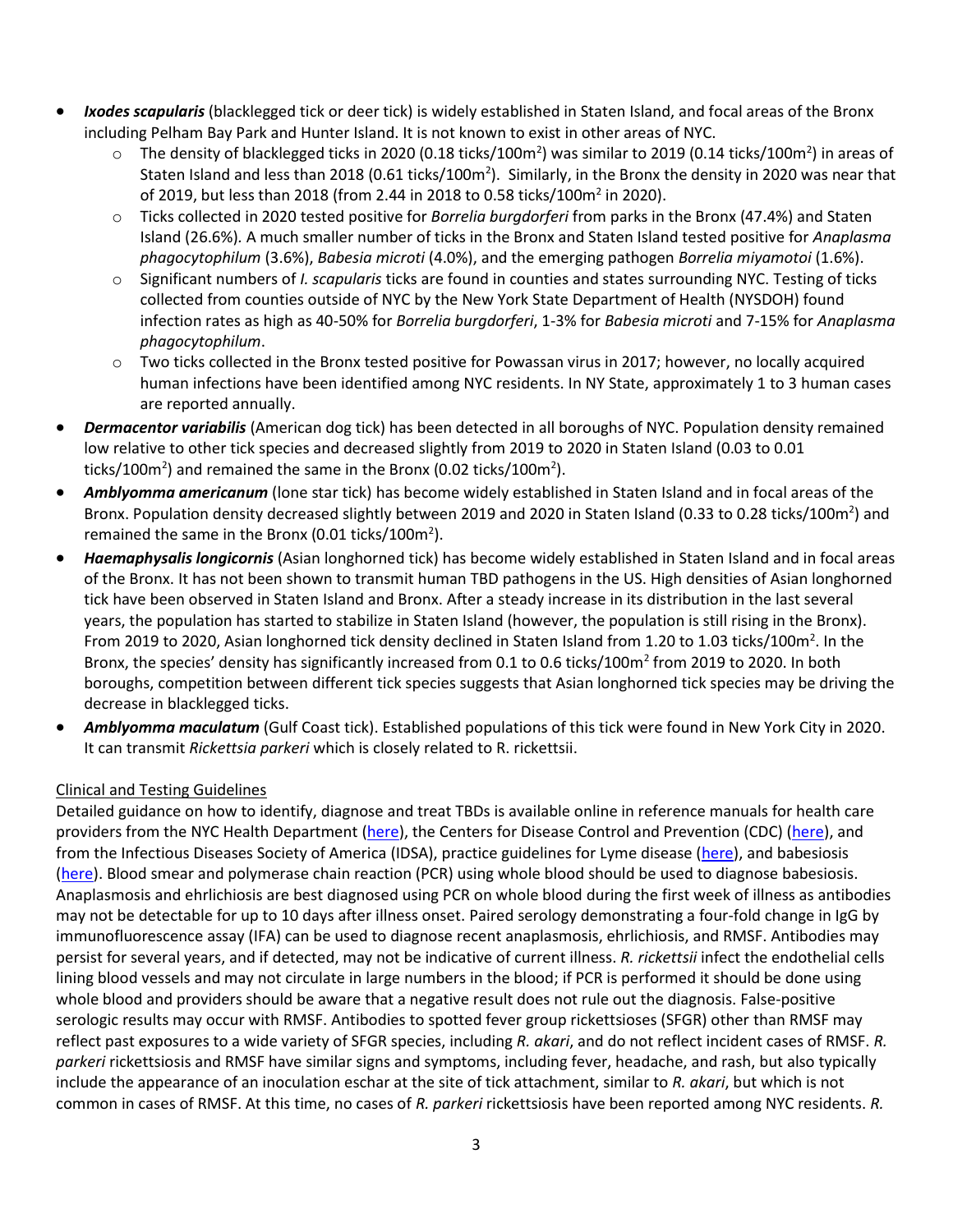- ***Ixodes scapularis*** (blacklegged tick or deer tick) is widely established in Staten Island, and focal areas of the Bronx including Pelham Bay Park and Hunter Island. It is not known to exist in other areas of NYC.
  - The density of blacklegged ticks in 2020 (0.18 ticks/100m$^2$) was similar to 2019 (0.14 ticks/100m$^2$) in areas of Staten Island and less than 2018 (0.61 ticks/100m$^2$). Similarly, in the Bronx the density in 2020 was near that of 2019, but less than 2018 (from 2.44 in 2018 to 0.58 ticks/100m$^2$ in 2020).
  - Ticks collected in 2020 tested positive for *Borrelia burgdorferi* from parks in the Bronx (47.4%) and Staten Island (26.6%). A much smaller number of ticks in the Bronx and Staten Island tested positive for *Anaplasma phagocytophilum* (3.6%), *Babesia microti* (4.0%), and the emerging pathogen *Borrelia miyamotoi* (1.6%).
  - Significant numbers of *I. scapularis* ticks are found in counties and states surrounding NYC. Testing of ticks collected from counties outside of NYC by the New York State Department of Health (NYSDOH) found infection rates as high as 40-50% for *Borrelia burgdorferi*, 1-3% for *Babesia microti* and 7-15% for *Anaplasma phagocytophilum*.
  - Two ticks collected in the Bronx tested positive for Powassan virus in 2017; however, no locally acquired human infections have been identified among NYC residents. In NY State, approximately 1 to 3 human cases are reported annually.
- ***Dermacentor variabilis*** (American dog tick) has been detected in all boroughs of NYC. Population density remained low relative to other tick species and decreased slightly from 2019 to 2020 in Staten Island (0.03 to 0.01 ticks/100m$^2$) and remained the same in the Bronx (0.02 ticks/100m$^2$).
- ***Amblyomma americanum*** (lone star tick) has become widely established in Staten Island and in focal areas of the Bronx. Population density decreased slightly between 2019 and 2020 in Staten Island (0.33 to 0.28 ticks/100m$^2$) and remained the same in the Bronx (0.01 ticks/100m$^2$).
- ***Haemaphysalis longicornis*** (Asian longhorned tick) has become widely established in Staten Island and in focal areas of the Bronx. It has not been shown to transmit human TBD pathogens in the US. High densities of Asian longhorned tick have been observed in Staten Island and Bronx. After a steady increase in its distribution in the last several years, the population has started to stabilize in Staten Island (however, the population is still rising in the Bronx). From 2019 to 2020, Asian longhorned tick density declined in Staten Island from 1.20 to 1.03 ticks/100m$^2$. In the Bronx, the species' density has significantly increased from 0.1 to 0.6 ticks/100m$^2$ from 2019 to 2020. In both boroughs, competition between different tick species suggests that Asian longhorned tick species may be driving the decrease in blacklegged ticks.
- ***Amblyomma maculatum*** (Gulf Coast tick). Established populations of this tick were found in New York City in 2020. It can transmit *Rickettsia parkeri* which is closely related to R. rickettsii.

## Clinical and Testing Guidelines

Detailed guidance on how to identify, diagnose and treat TBDs is available online in reference manuals for health care providers from the NYC Health Department (here), the Centers for Disease Control and Prevention (CDC) (here), and from the Infectious Diseases Society of America (IDSA), practice guidelines for Lyme disease (here), and babesiosis (here). Blood smear and polymerase chain reaction (PCR) using whole blood should be used to diagnose babesiosis. Anaplasmosis and ehrlichiosis are best diagnosed using PCR on whole blood during the first week of illness as antibodies may not be detectable for up to 10 days after illness onset. Paired serology demonstrating a four-fold change in IgG by immunofluorescence assay (IFA) can be used to diagnose recent anaplasmosis, ehrlichiosis, and RMSF. Antibodies may persist for several years, and if detected, may not be indicative of current illness. *R. rickettsii* infect the endothelial cells lining blood vessels and may not circulate in large numbers in the blood; if PCR is performed it should be done using whole blood and providers should be aware that a negative result does not rule out the diagnosis. False-positive serologic results may occur with RMSF. Antibodies to spotted fever group rickettsioses (SFGR) other than RMSF may reflect past exposures to a wide variety of SFGR species, including *R. akari*, and do not reflect incident cases of RMSF. *R. parkeri* rickettsiosis and RMSF have similar signs and symptoms, including fever, headache, and rash, but also typically include the appearance of an inoculation eschar at the site of tick attachment, similar to *R. akari*, but which is not common in cases of RMSF. At this time, no cases of *R. parkeri* rickettsiosis have been reported among NYC residents. *R.*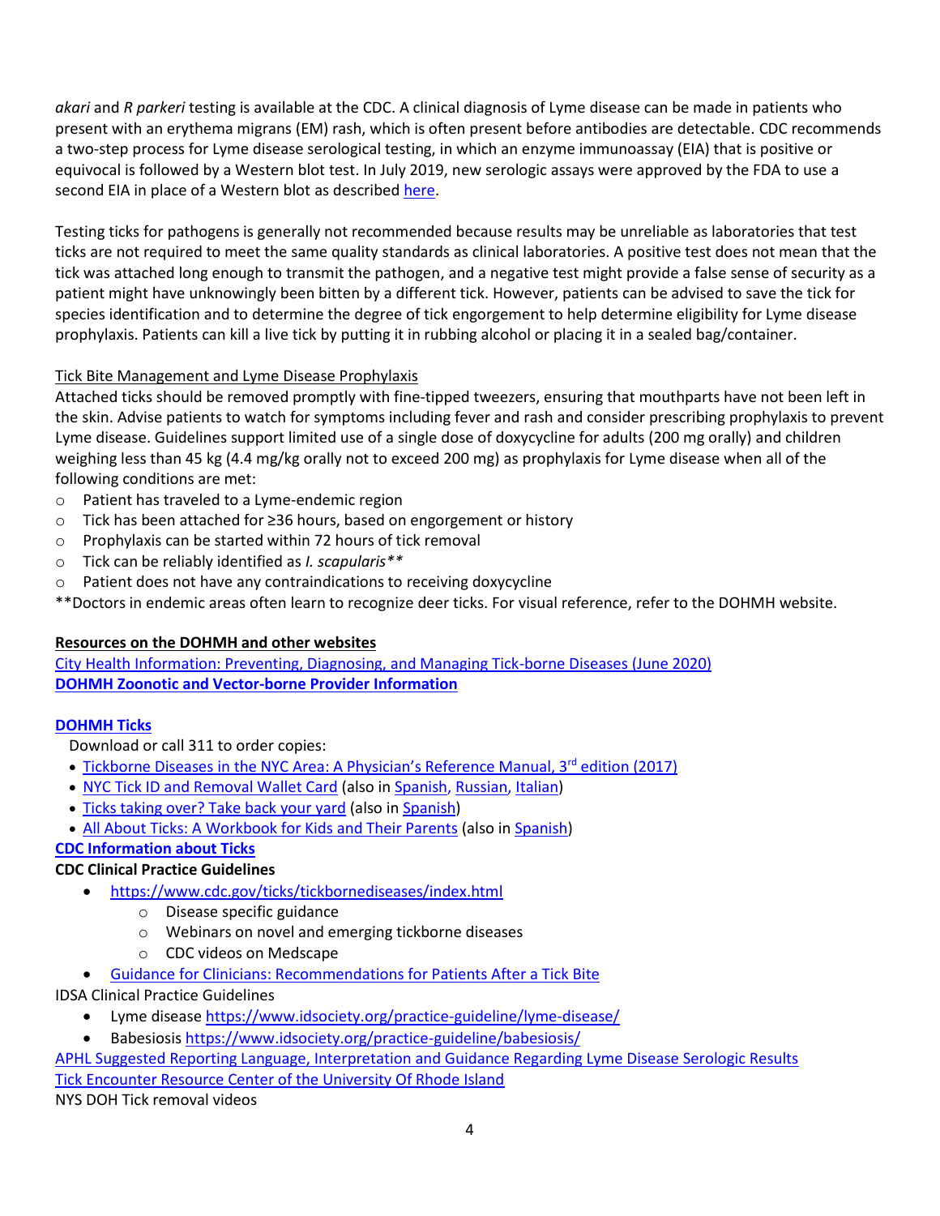*akari* and *R parkeri* testing is available at the CDC. A clinical diagnosis of Lyme disease can be made in patients who present with an erythema migrans (EM) rash, which is often present before antibodies are detectable. CDC recommends a two-step process for Lyme disease serological testing, in which an enzyme immunoassay (EIA) that is positive or equivocal is followed by a Western blot test. In July 2019, new serologic assays were approved by the FDA to use a second EIA in place of a Western blot as described here.

Testing ticks for pathogens is generally not recommended because results may be unreliable as laboratories that test ticks are not required to meet the same quality standards as clinical laboratories. A positive test does not mean that the tick was attached long enough to transmit the pathogen, and a negative test might provide a false sense of security as a patient might have unknowingly been bitten by a different tick. However, patients can be advised to save the tick for species identification and to determine the degree of tick engorgement to help determine eligibility for Lyme disease prophylaxis. Patients can kill a live tick by putting it in rubbing alcohol or placing it in a sealed bag/container.

Tick Bite Management and Lyme Disease Prophylaxis

Attached ticks should be removed promptly with fine-tipped tweezers, ensuring that mouthparts have not been left in the skin. Advise patients to watch for symptoms including fever and rash and consider prescribing prophylaxis to prevent Lyme disease. Guidelines support limited use of a single dose of doxycycline for adults (200 mg orally) and children weighing less than 45 kg (4.4 mg/kg orally not to exceed 200 mg) as prophylaxis for Lyme disease when all of the following conditions are met:

- Patient has traveled to a Lyme-endemic region
- Tick has been attached for ≥36 hours, based on engorgement or history
- Prophylaxis can be started within 72 hours of tick removal
- Tick can be reliably identified as *I. scapularis***
- Patient does not have any contraindications to receiving doxycycline

**Doctors in endemic areas often learn to recognize deer ticks. For visual reference, refer to the DOHMH website.

**Resources on the DOHMH and other websites**

City Health Information: Preventing, Diagnosing, and Managing Tick-borne Diseases (June 2020)

**DOHMH Zoonotic and Vector-borne Provider Information**

**DOHMH Ticks**

Download or call 311 to order copies:

- Tickborne Diseases in the NYC Area: A Physician's Reference Manual, 3rd edition (2017)
- NYC Tick ID and Removal Wallet Card (also in Spanish, Russian, Italian)
- Ticks taking over? Take back your yard (also in Spanish)
- All About Ticks: A Workbook for Kids and Their Parents (also in Spanish)

**CDC Information about Ticks**

**CDC Clinical Practice Guidelines**

- https://www.cdc.gov/ticks/tickbornediseases/index.html
  - Disease specific guidance
  - Webinars on novel and emerging tickborne diseases
  - CDC videos on Medscape
- Guidance for Clinicians: Recommendations for Patients After a Tick Bite

IDSA Clinical Practice Guidelines

- Lyme disease https://www.idsociety.org/practice-guideline/lyme-disease/
- Babesiosis https://www.idsociety.org/practice-guideline/babesiosis/

APHL Suggested Reporting Language, Interpretation and Guidance Regarding Lyme Disease Serologic Results

Tick Encounter Resource Center of the University Of Rhode Island

NYS DOH Tick removal videos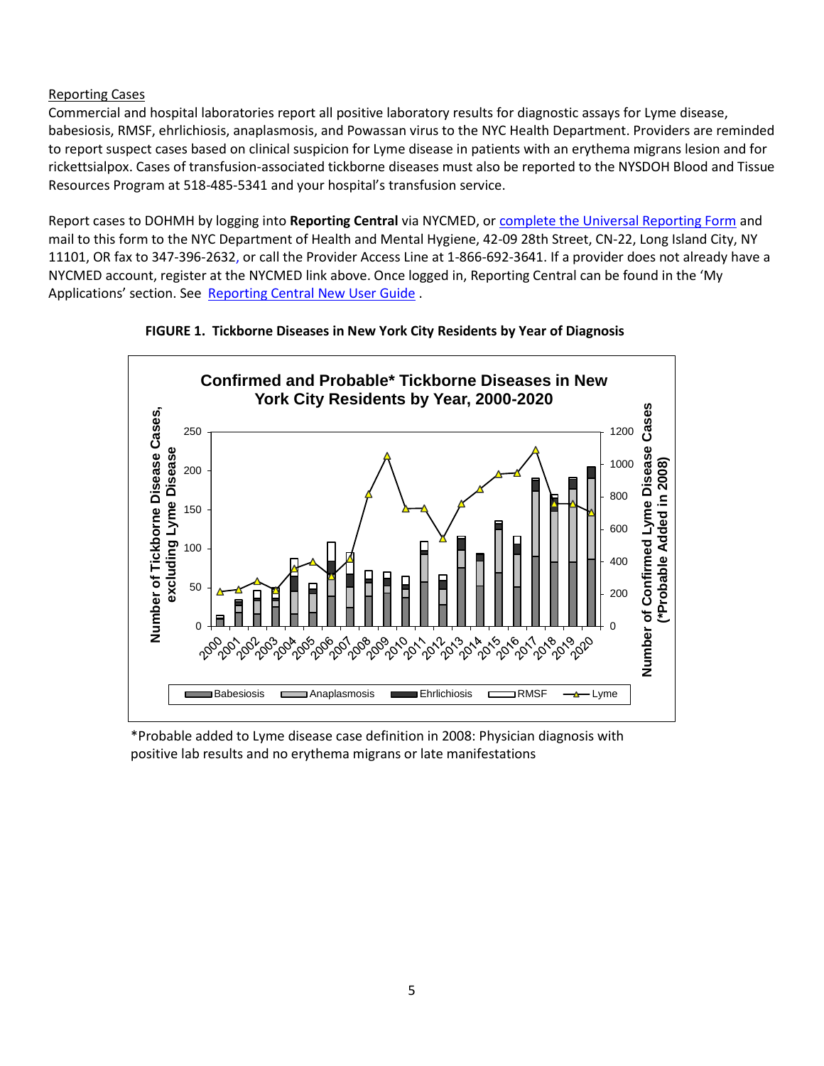Reporting Cases

Commercial and hospital laboratories report all positive laboratory results for diagnostic assays for Lyme disease, babesiosis, RMSF, ehrlichiosis, anaplasmosis, and Powassan virus to the NYC Health Department. Providers are reminded to report suspect cases based on clinical suspicion for Lyme disease in patients with an erythema migrans lesion and for rickettsialpox. Cases of transfusion-associated tickborne diseases must also be reported to the NYSDOH Blood and Tissue Resources Program at 518-485-5341 and your hospital's transfusion service.

Report cases to DOHMH by logging into **Reporting Central** via NYCMED, or complete the Universal Reporting Form and mail to this form to the NYC Department of Health and Mental Hygiene, 42-09 28th Street, CN-22, Long Island City, NY 11101, OR fax to 347-396-2632, or call the Provider Access Line at 1-866-692-3641. If a provider does not already have a NYCMED account, register at the NYCMED link above. Once logged in, Reporting Central can be found in the 'My Applications' section. See Reporting Central New User Guide .

**FIGURE 1. Tickborne Diseases in New York City Residents by Year of Diagnosis**

**Confirmed and Probable* Tickborne Diseases in New York City Residents by Year, 2000-2020**

*Probable added to Lyme disease case definition in 2008: Physician diagnosis with positive lab results and no erythema migrans or late manifestations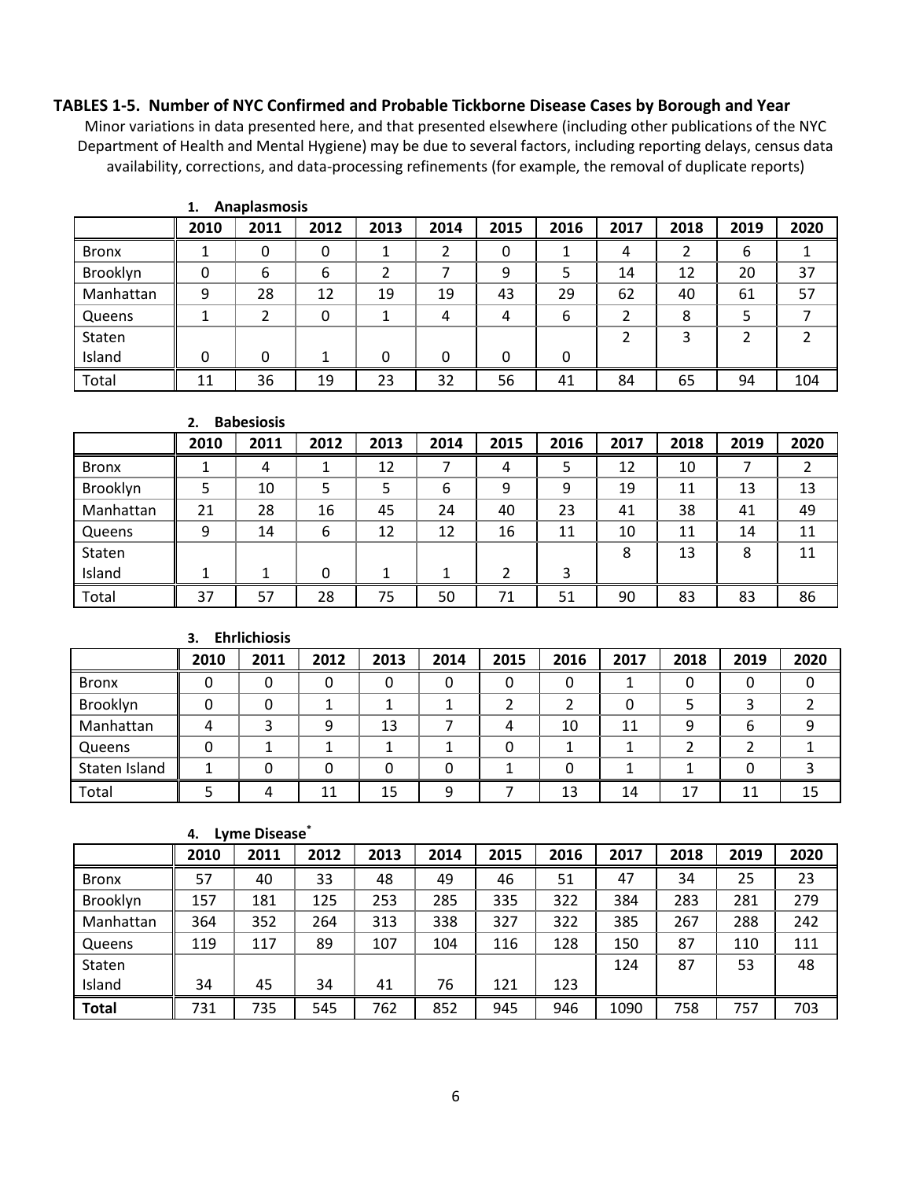## TABLES 1-5. Number of NYC Confirmed and Probable Tickborne Disease Cases by Borough and Year

Minor variations in data presented here, and that presented elsewhere (including other publications of the NYC Department of Health and Mental Hygiene) may be due to several factors, including reporting delays, census data availability, corrections, and data-processing refinements (for example, the removal of duplicate reports)

### 1. Anaplasmosis

| | 2010 | 2011 | 2012 | 2013 | 2014 | 2015 | 2016 | 2017 | 2018 | 2019 | 2020 |
|---|---|---|---|---|---|---|---|---|---|---|---|
| Bronx | 1 | 0 | 0 | 1 | 2 | 0 | 1 | 4 | 2 | 6 | 1 |
| Brooklyn | 0 | 6 | 6 | 2 | 7 | 9 | 5 | 14 | 12 | 20 | 37 |
| Manhattan | 9 | 28 | 12 | 19 | 19 | 43 | 29 | 62 | 40 | 61 | 57 |
| Queens | 1 | 2 | 0 | 1 | 4 | 4 | 6 | 2 | 8 | 5 | 7 |
| Staten Island | 0 | 0 | 1 | 0 | 0 | 0 | 0 | 2 | 3 | 2 | 2 |
| Total | 11 | 36 | 19 | 23 | 32 | 56 | 41 | 84 | 65 | 94 | 104 |

### 2. Babesiosis

| | 2010 | 2011 | 2012 | 2013 | 2014 | 2015 | 2016 | 2017 | 2018 | 2019 | 2020 |
|---|---|---|---|---|---|---|---|---|---|---|---|
| Bronx | 1 | 4 | 1 | 12 | 7 | 4 | 5 | 12 | 10 | 7 | 2 |
| Brooklyn | 5 | 10 | 5 | 5 | 6 | 9 | 9 | 19 | 11 | 13 | 13 |
| Manhattan | 21 | 28 | 16 | 45 | 24 | 40 | 23 | 41 | 38 | 41 | 49 |
| Queens | 9 | 14 | 6 | 12 | 12 | 16 | 11 | 10 | 11 | 14 | 11 |
| Staten Island | 1 | 1 | 0 | 1 | 1 | 2 | 3 | 8 | 13 | 8 | 11 |
| Total | 37 | 57 | 28 | 75 | 50 | 71 | 51 | 90 | 83 | 83 | 86 |

### 3. Ehrlichiosis

| | 2010 | 2011 | 2012 | 2013 | 2014 | 2015 | 2016 | 2017 | 2018 | 2019 | 2020 |
|---|---|---|---|---|---|---|---|---|---|---|---|
| Bronx | 0 | 0 | 0 | 0 | 0 | 0 | 0 | 1 | 0 | 0 | 0 |
| Brooklyn | 0 | 0 | 1 | 1 | 1 | 2 | 2 | 0 | 5 | 3 | 2 |
| Manhattan | 4 | 3 | 9 | 13 | 7 | 4 | 10 | 11 | 9 | 6 | 9 |
| Queens | 0 | 1 | 1 | 1 | 1 | 0 | 1 | 1 | 2 | 2 | 1 |
| Staten Island | 1 | 0 | 0 | 0 | 0 | 1 | 0 | 1 | 1 | 0 | 3 |
| Total | 5 | 4 | 11 | 15 | 9 | 7 | 13 | 14 | 17 | 11 | 15 |

### 4. Lyme Disease*

| | 2010 | 2011 | 2012 | 2013 | 2014 | 2015 | 2016 | 2017 | 2018 | 2019 | 2020 |
|---|---|---|---|---|---|---|---|---|---|---|---|
| Bronx | 57 | 40 | 33 | 48 | 49 | 46 | 51 | 47 | 34 | 25 | 23 |
| Brooklyn | 157 | 181 | 125 | 253 | 285 | 335 | 322 | 384 | 283 | 281 | 279 |
| Manhattan | 364 | 352 | 264 | 313 | 338 | 327 | 322 | 385 | 267 | 288 | 242 |
| Queens | 119 | 117 | 89 | 107 | 104 | 116 | 128 | 150 | 87 | 110 | 111 |
| Staten Island | 34 | 45 | 34 | 41 | 76 | 121 | 123 | 124 | 87 | 53 | 48 |
| **Total** | 731 | 735 | 545 | 762 | 852 | 945 | 946 | 1090 | 758 | 757 | 703 |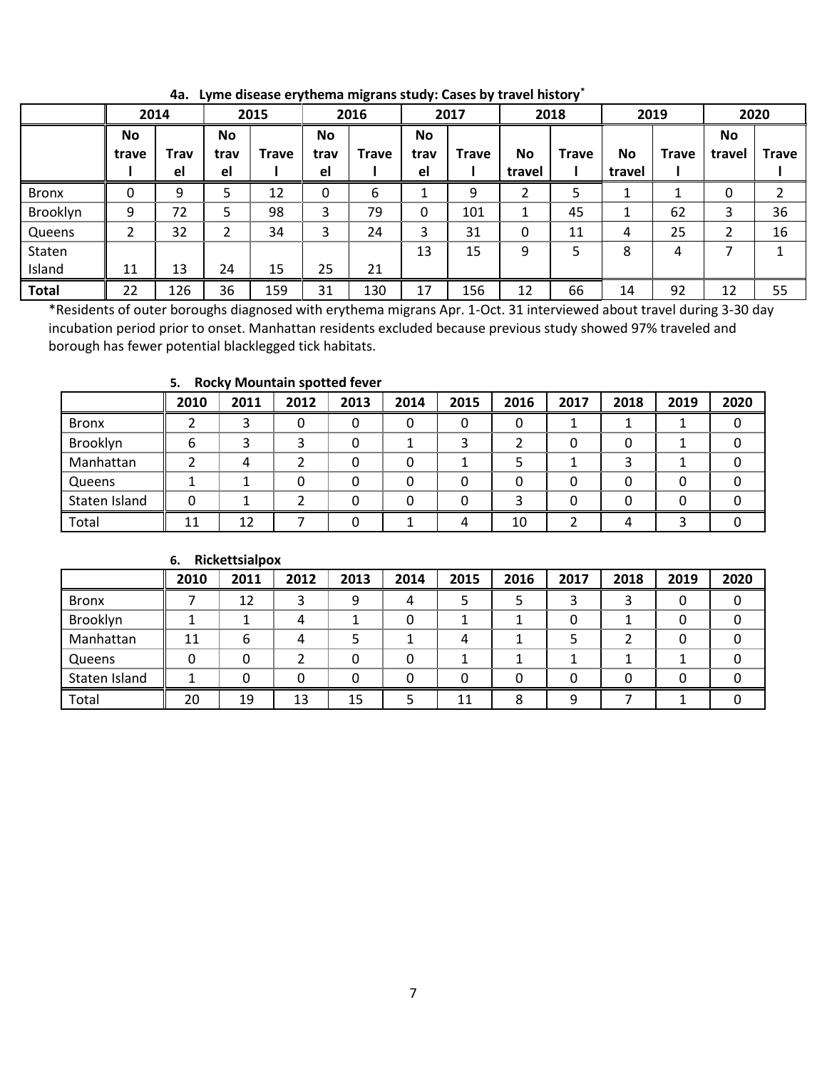### 4a. Lyme disease erythema migrans study: Cases by travel history*

| | 2014 | | 2015 | | 2016 | | 2017 | | 2018 | | 2019 | | 2020 | |
|---|---|---|---|---|---|---|---|---|---|---|---|---|---|---|
| | No travel | Travel | No travel | Travel | No travel | Travel | No travel | Travel | No travel | Travel | No travel | Travel | No travel | Travel |
| Bronx | 0 | 9 | 5 | 12 | 0 | 6 | 1 | 9 | 2 | 5 | 1 | 1 | 0 | 2 |
| Brooklyn | 9 | 72 | 5 | 98 | 3 | 79 | 0 | 101 | 1 | 45 | 1 | 62 | 3 | 36 |
| Queens | 2 | 32 | 2 | 34 | 3 | 24 | 3 | 31 | 0 | 11 | 4 | 25 | 2 | 16 |
| Staten Island | 11 | 13 | 24 | 15 | 25 | 21 | 13 | 15 | 9 | 5 | 8 | 4 | 7 | 1 |
| **Total** | 22 | 126 | 36 | 159 | 31 | 130 | 17 | 156 | 12 | 66 | 14 | 92 | 12 | 55 |

*Residents of outer boroughs diagnosed with erythema migrans Apr. 1-Oct. 31 interviewed about travel during 3-30 day incubation period prior to onset. Manhattan residents excluded because previous study showed 97% traveled and borough has fewer potential blacklegged tick habitats.

### 5. Rocky Mountain spotted fever

| | 2010 | 2011 | 2012 | 2013 | 2014 | 2015 | 2016 | 2017 | 2018 | 2019 | 2020 |
|---|---|---|---|---|---|---|---|---|---|---|---|
| Bronx | 2 | 3 | 0 | 0 | 0 | 0 | 0 | 1 | 1 | 1 | 0 |
| Brooklyn | 6 | 3 | 3 | 0 | 1 | 3 | 2 | 0 | 0 | 1 | 0 |
| Manhattan | 2 | 4 | 2 | 0 | 0 | 1 | 5 | 1 | 3 | 1 | 0 |
| Queens | 1 | 1 | 0 | 0 | 0 | 0 | 0 | 0 | 0 | 0 | 0 |
| Staten Island | 0 | 1 | 2 | 0 | 0 | 0 | 3 | 0 | 0 | 0 | 0 |
| Total | 11 | 12 | 7 | 0 | 1 | 4 | 10 | 2 | 4 | 3 | 0 |

### 6. Rickettsialpox

| | 2010 | 2011 | 2012 | 2013 | 2014 | 2015 | 2016 | 2017 | 2018 | 2019 | 2020 |
|---|---|---|---|---|---|---|---|---|---|---|---|
| Bronx | 7 | 12 | 3 | 9 | 4 | 5 | 5 | 3 | 3 | 0 | 0 |
| Brooklyn | 1 | 1 | 4 | 1 | 0 | 1 | 1 | 0 | 1 | 0 | 0 |
| Manhattan | 11 | 6 | 4 | 5 | 1 | 4 | 1 | 5 | 2 | 0 | 0 |
| Queens | 0 | 0 | 2 | 0 | 0 | 1 | 1 | 1 | 1 | 1 | 0 |
| Staten Island | 1 | 0 | 0 | 0 | 0 | 0 | 0 | 0 | 0 | 0 | 0 |
| Total | 20 | 19 | 13 | 15 | 5 | 11 | 8 | 9 | 7 | 1 | 0 |